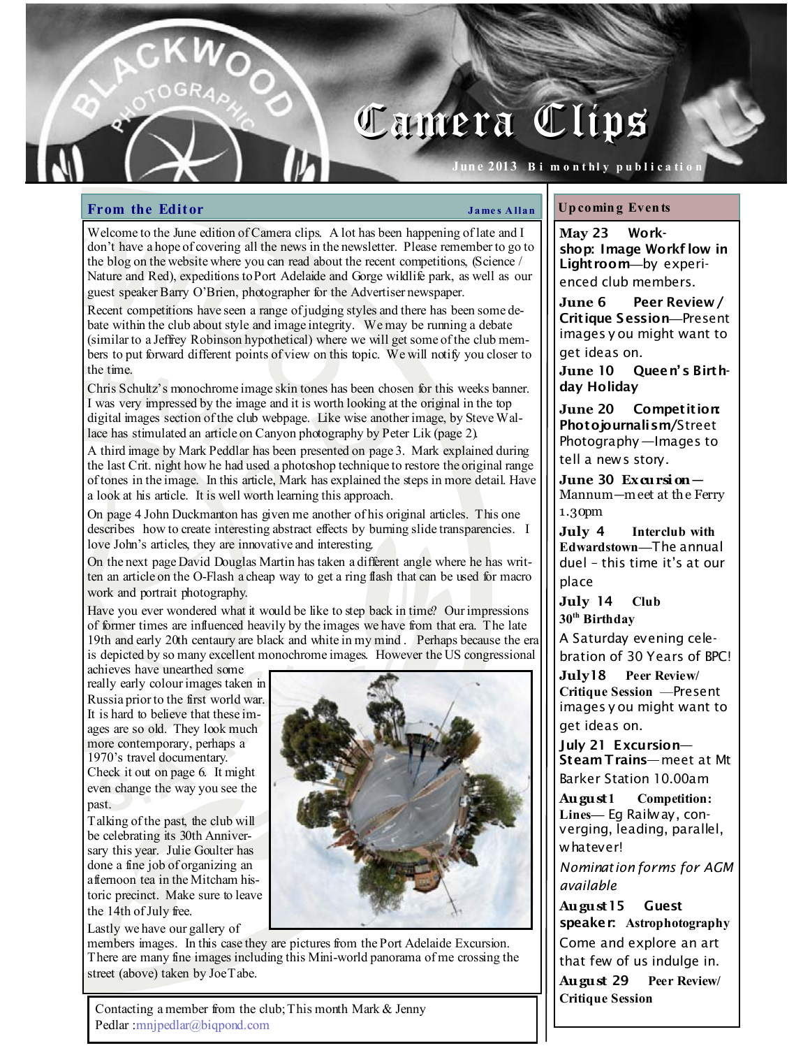# Camera Clips

June 2013 Bi monthly publication

## From the Editor

**James Allan**

Welcome to the June edition of Camera clips. A lot has been happening of late and I don't have a hope of covering all the news in the newsletter. Please remember to go to the blog on the website where you can read about the recent competitions, (Science / Nature and Red), expeditions to Port Adelaide and Gorge wildlife park, as well as our guest speaker Barry O'Brien, photographer for the Advertiser newspaper.

Recent competitions have seen a range of judging styles and there has been some debate within the club about style and image integrity. We may be running a debate (similar to a Jeffrey Robinson hypothetical) where we will get some of the club members to put forward different points of view on this topic. We will notify you closer to the time.

Chris Schultz's monochrome image skin tones has been chosen for this weeks banner. I was very impressed by the image and it is worth looking at the original in the top digital images section of the club webpage. Like wise another image, by Steve Wallace has stimulated an article on Canyon photography by Peter Lik (page 2).

A third image by Mark Peddlar has been presented on page 3. Mark explained during the last Crit. night how he had used a photoshop technique to restore the original range of tones in the image. In this article, Mark has explained the steps in more detail. Have a look at his article. It is well worth learning this approach.

On page 4 John Duckmanton has given me another of his original articles. This one describes how to create interesting abstract effects by burning slide transparencies. I love John's articles, they are innovative and interesting.

On the next page David Douglas Martin has taken a different angle where he has written an article on the O-Flash a cheap way to get a ring flash that can be used for macro work and portrait photography.

Have you ever wondered what it would be like to step back in time? Our impressions of former times are influenced heavily by the images we have from that era. The late 19th and early 20th centaury are black and white in my mind . Perhaps because the era is depicted by so many excellent monochrome images. However the US congressional achieves have unearthed some really early colour images taken in Russia prior to the first world war. It is hard to believe that these images are so old. They look much more contemporary, perhaps a 1970's travel documentary. Check it out on page 6. It might even change the way you see the past.

Talking of the past, the club will be celebrating its 30th Anniversary this year. Julie Goulter has done a fine job of organizing an afternoon tea in the Mitcham historic precinct. Make sure to leave the 14th of July free.

Lastly we have our gallery of members images. In this case they are pictures from the Port Adelaide Excursion. There are many fine images including this Mini-world panorama of me crossing the street (above) taken by Joe Tabe.

Contacting a member from the club; This month Mark & Jenny Pedlar :mnjpedlar@biqpond.com

## Upcoming Events

**May 23 Workshop: Image Workflow in Lightroom**—by experienced club members.

**June 6 Peer Review / Critique Session**—Present images you might want to get ideas on.

**June 10 Queen's Birthday Holiday**

**June 20 Competition: Photojournalism/**Street Photography —Images to tell a news story.

**June 30 Excursion—** Mannum—meet at the Ferry 1.30pm

**July 4 Interclub with Edwardstown**—The annual duel – this time it's at our place

**July 14 Club 30th Birthday**

A Saturday evening celebration of 30 Years of BPC!

**July18 Peer Review/ Critique Session** —Present images you might want to get ideas on.

**July 21 Excursion—Steam Trains**—meet at Mt Barker Station 10.00am

**August 1 Competition: Lines**— Eg Railway, converging, leading, parallel, whatever!

*Nomination forms for AGM available*

**August 15 Guest speaker: Astrophotography**

Come and explore an art that few of us indulge in.

**August 29 Peer Review/ Critique Session**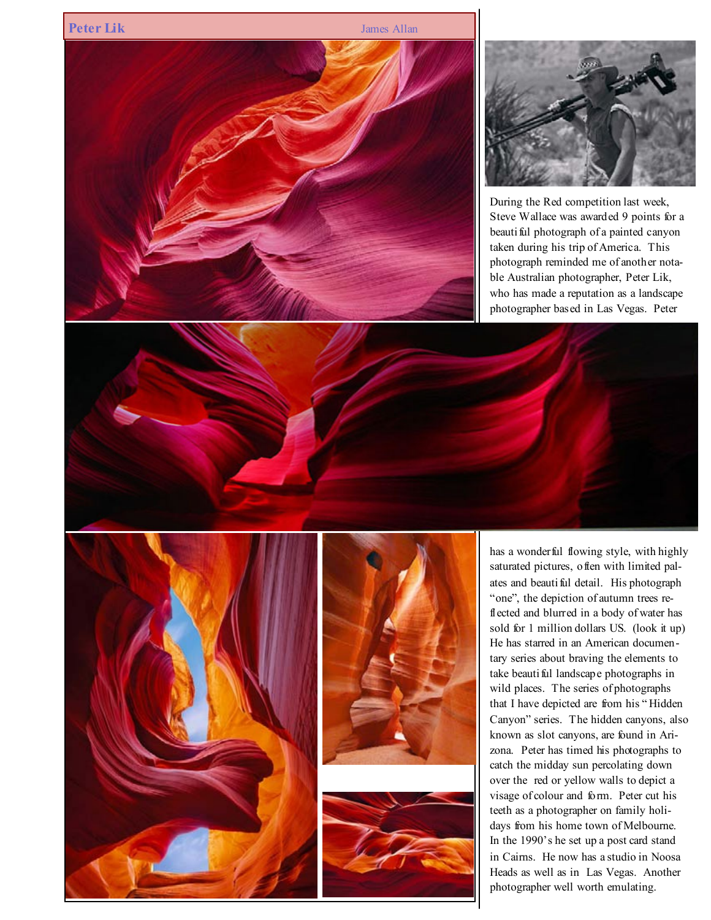# Peter Lik

James Allan

During the Red competition last week, Steve Wallace was awarded 9 points for a beautiful photograph of a painted canyon taken during his trip of America. This photograph reminded me of another notable Australian photographer, Peter Lik, who has made a reputation as a landscape photographer based in Las Vegas. Peter has a wonderful flowing style, with highly saturated pictures, often with limited palates and beautiful detail. His photograph "one", the depiction of autumn trees reflected and blurred in a body of water has sold for 1 million dollars US. (look it up) He has starred in an American documentary series about braving the elements to take beautiful landscape photographs in wild places. The series of photographs that I have depicted are from his "Hidden Canyon" series. The hidden canyons, also known as slot canyons, are found in Arizona. Peter has timed his photographs to catch the midday sun percolating down over the red or yellow walls to depict a visage of colour and form. Peter cut his teeth as a photographer on family holidays from his home town of Melbourne. In the 1990's he set up a post card stand in Cairns. He now has a studio in Noosa Heads as well as in Las Vegas. Another photographer well worth emulating.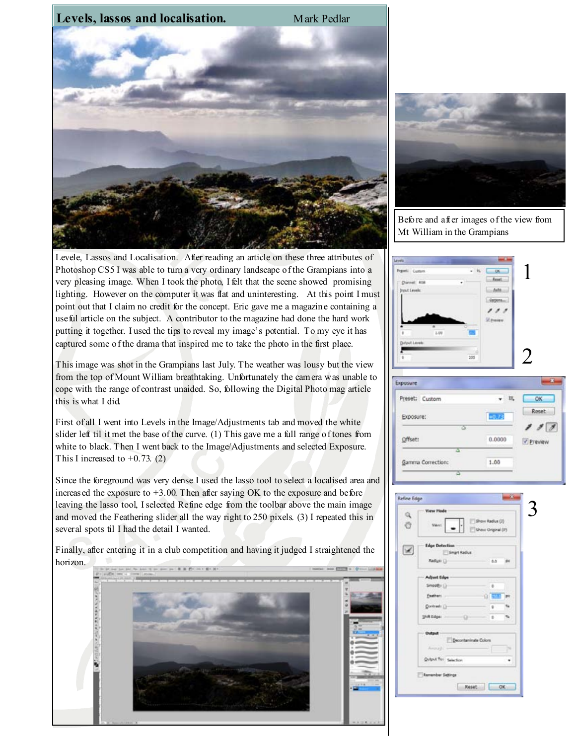# Levels, lassos and localisation.

Mark Pedlar

Before and after images of the view from Mt William in the Grampians

Levele, Lassos and Localisation. After reading an article on these three attributes of Photoshop CS5 I was able to turn a very ordinary landscape of the Grampians into a very pleasing image. When I took the photo, I felt that the scene showed promising lighting. However on the computer it was flat and uninteresting. At this point I must point out that I claim no credit for the concept. Eric gave me a magazine containing a useful article on the subject. A contributor to the magazine had done the hard work putting it together. I used the tips to reveal my image's potential. To my eye it has captured some of the drama that inspired me to take the photo in the first place.

This image was shot in the Grampians last July. The weather was lousy but the view from the top of Mount William breathtaking. Unfortunately the camera was unable to cope with the range of contrast unaided. So, following the Digital Photo mag article this is what I did.

First of all I went into Levels in the Image/Adjustments tab and moved the white slider left til it met the base of the curve. (1) This gave me a full range of tones from white to black. Then I went back to the Image/Adjustments and selected Exposure. This I increased to +0.73. (2)

Since the foreground was very dense I used the lasso tool to select a localised area and increased the exposure to +3.00. Then after saying OK to the exposure and before leaving the lasso tool, I selected Refine edge from the toolbar above the main image and moved the Feathering slider all the way right to 250 pixels. (3) I repeated this in several spots til I had the detail I wanted.

Finally, after entering it in a club competition and having it judged I straightened the horizon.

1

2

3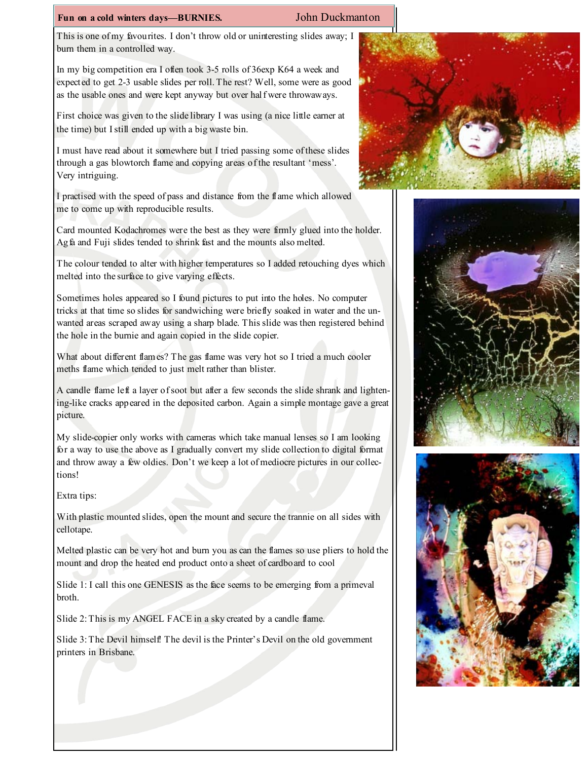## Fun on a cold winters days—BURNIES.

John Duckmanton

This is one of my favourites. I don't throw old or uninteresting slides away; I burn them in a controlled way.

In my big competition era I often took 3-5 rolls of 36exp K64 a week and expected to get 2-3 usable slides per roll. The rest? Well, some were as good as the usable ones and were kept anyway but over half were throwaways.

First choice was given to the slide library I was using (a nice little earner at the time) but I still ended up with a big waste bin.

I must have read about it somewhere but I tried passing some of these slides through a gas blowtorch flame and copying areas of the resultant 'mess'. Very intriguing.

I practised with the speed of pass and distance from the flame which allowed me to come up with reproducible results.

Card mounted Kodachromes were the best as they were firmly glued into the holder. Agfa and Fuji slides tended to shrink fast and the mounts also melted.

The colour tended to alter with higher temperatures so I added retouching dyes which melted into the surface to give varying effects.

Sometimes holes appeared so I found pictures to put into the holes. No computer tricks at that time so slides for sandwiching were briefly soaked in water and the unwanted areas scraped away using a sharp blade. This slide was then registered behind the hole in the burnie and again copied in the slide copier.

What about different flames? The gas flame was very hot so I tried a much cooler meths flame which tended to just melt rather than blister.

A candle flame left a layer of soot but after a few seconds the slide shrank and lightening-like cracks appeared in the deposited carbon. Again a simple montage gave a great picture.

My slide-copier only works with cameras which take manual lenses so I am looking for a way to use the above as I gradually convert my slide collection to digital format and throw away a few oldies. Don't we keep a lot of mediocre pictures in our collections!

Extra tips:

With plastic mounted slides, open the mount and secure the trannie on all sides with cellotape.

Melted plastic can be very hot and burn you as can the flames so use pliers to hold the mount and drop the heated end product onto a sheet of cardboard to cool

Slide 1: I call this one GENESIS as the face seems to be emerging from a primeval broth.

Slide 2: This is my ANGEL FACE in a sky created by a candle flame.

Slide 3: The Devil himself! The devil is the Printer's Devil on the old government printers in Brisbane.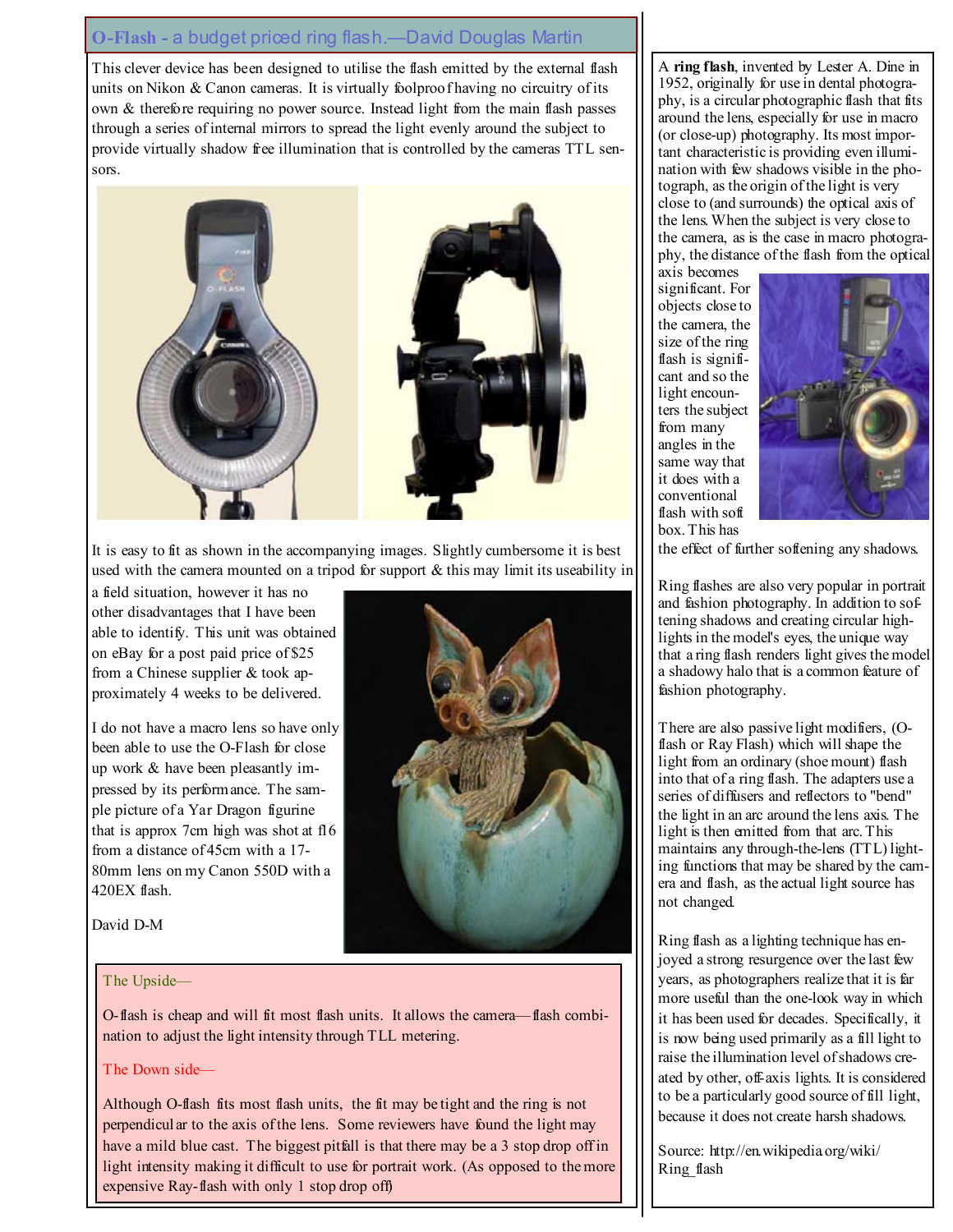## O-Flash - a budget priced ring flash.—David Douglas Martin

This clever device has been designed to utilise the flash emitted by the external flash units on Nikon & Canon cameras. It is virtually foolproof having no circuitry of its own & therefore requiring no power source. Instead light from the main flash passes through a series of internal mirrors to spread the light evenly around the subject to provide virtually shadow free illumination that is controlled by the cameras TTL sensors.

It is easy to fit as shown in the accompanying images. Slightly cumbersome it is best used with the camera mounted on a tripod for support & this may limit its useability in a field situation, however it has no other disadvantages that I have been able to identify. This unit was obtained on eBay for a post paid price of $25 from a Chinese supplier & took approximately 4 weeks to be delivered.

I do not have a macro lens so have only been able to use the O-Flash for close up work & have been pleasantly impressed by its performance. The sample picture of a Yar Dragon figurine that is approx 7cm high was shot at f16 from a distance of 45cm with a 17-80mm lens on my Canon 550D with a 420EX flash.

David D-M

The Upside—

O-flash is cheap and will fit most flash units. It allows the camera—flash combination to adjust the light intensity through TLL metering.

The Down side—

Although O-flash fits most flash units, the fit may be tight and the ring is not perpendicular to the axis of the lens. Some reviewers have found the light may have a mild blue cast. The biggest pitfall is that there may be a 3 stop drop off in light intensity making it difficult to use for portrait work. (As opposed to the more expensive Ray-flash with only 1 stop drop off)

A **ring flash**, invented by Lester A. Dine in 1952, originally for use in dental photography, is a circular photographic flash that fits around the lens, especially for use in macro (or close-up) photography. Its most important characteristic is providing even illumination with few shadows visible in the photograph, as the origin of the light is very close to (and surrounds) the optical axis of the lens. When the subject is very close to the camera, as is the case in macro photography, the distance of the flash from the optical axis becomes significant. For objects close to the camera, the size of the ring flash is significant and so the light encounters the subject from many angles in the same way that it does with a conventional flash with soft box. This has the effect of further softening any shadows.

Ring flashes are also very popular in portrait and fashion photography. In addition to softening shadows and creating circular highlights in the model's eyes, the unique way that a ring flash renders light gives the model a shadowy halo that is a common feature of fashion photography.

There are also passive light modifiers, (O-flash or Ray Flash) which will shape the light from an ordinary (shoe mount) flash into that of a ring flash. The adapters use a series of diffusers and reflectors to "bend" the light in an arc around the lens axis. The light is then emitted from that arc. This maintains any through-the-lens (TTL) lighting functions that may be shared by the camera and flash, as the actual light source has not changed.

Ring flash as a lighting technique has enjoyed a strong resurgence over the last few years, as photographers realize that it is far more useful than the one-look way in which it has been used for decades. Specifically, it is now being used primarily as a fill light to raise the illumination level of shadows created by other, off-axis lights. It is considered to be a particularly good source of fill light, because it does not create harsh shadows.

Source: http://en.wikipedia.org/wiki/Ring_flash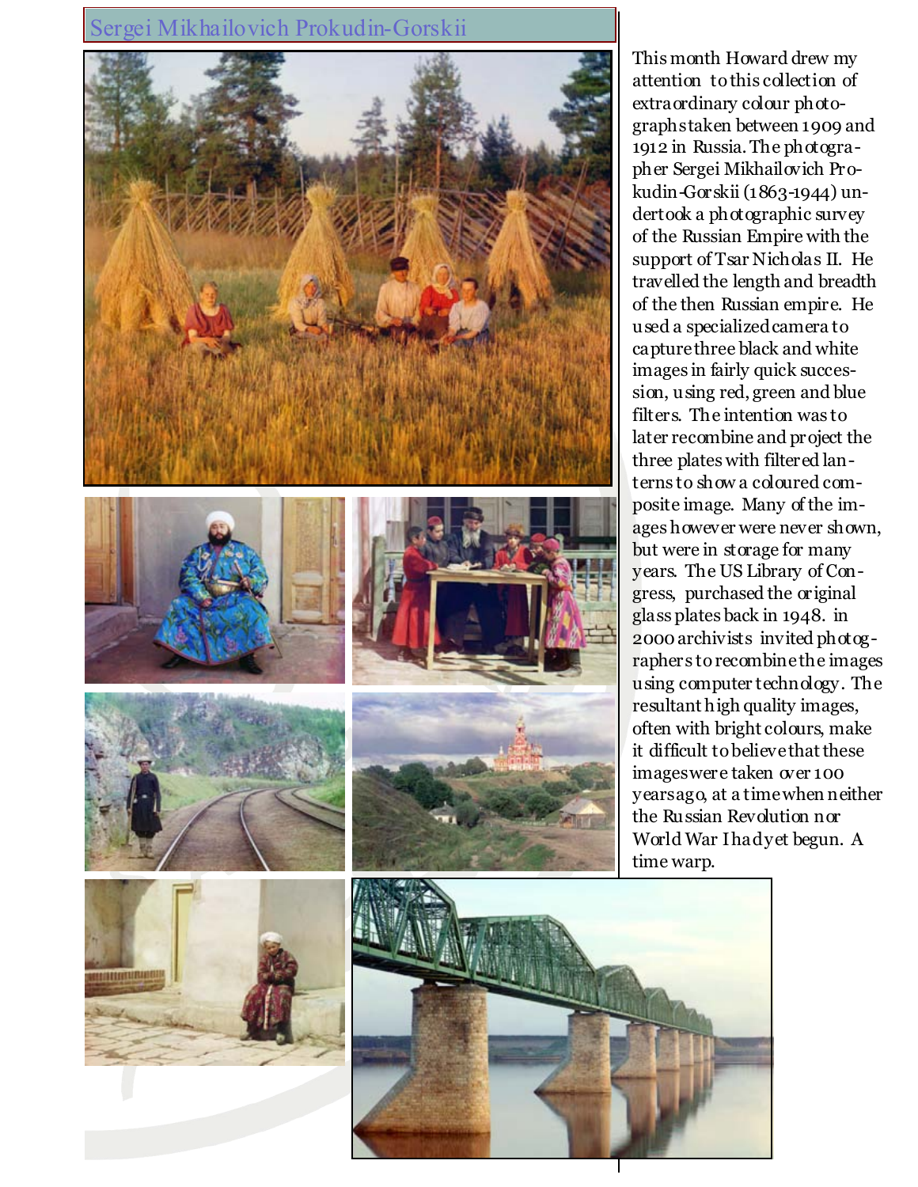## Sergei Mikhailovich Prokudin-Gorskii

This month Howard drew my attention to this collection of extraordinary colour photographs taken between 1909 and 1912 in Russia. The photographer Sergei Mikhailovich Prokudin-Gorskii (1863-1944) undertook a photographic survey of the Russian Empire with the support of Tsar Nicholas II. He travelled the length and breadth of the then Russian empire. He used a specialized camera to capture three black and white images in fairly quick succession, using red, green and blue filters. The intention was to later recombine and project the three plates with filtered lanterns to show a coloured composite image. Many of the images however were never shown, but were in storage for many years. The US Library of Congress, purchased the original glass plates back in 1948. in 2000 archivists invited photographers to recombine the images using computer technology. The resultant high quality images, often with bright colours, make it difficult to believe that these images were taken over 100 years ago, at a time when neither the Russian Revolution nor World War I had yet begun. A time warp.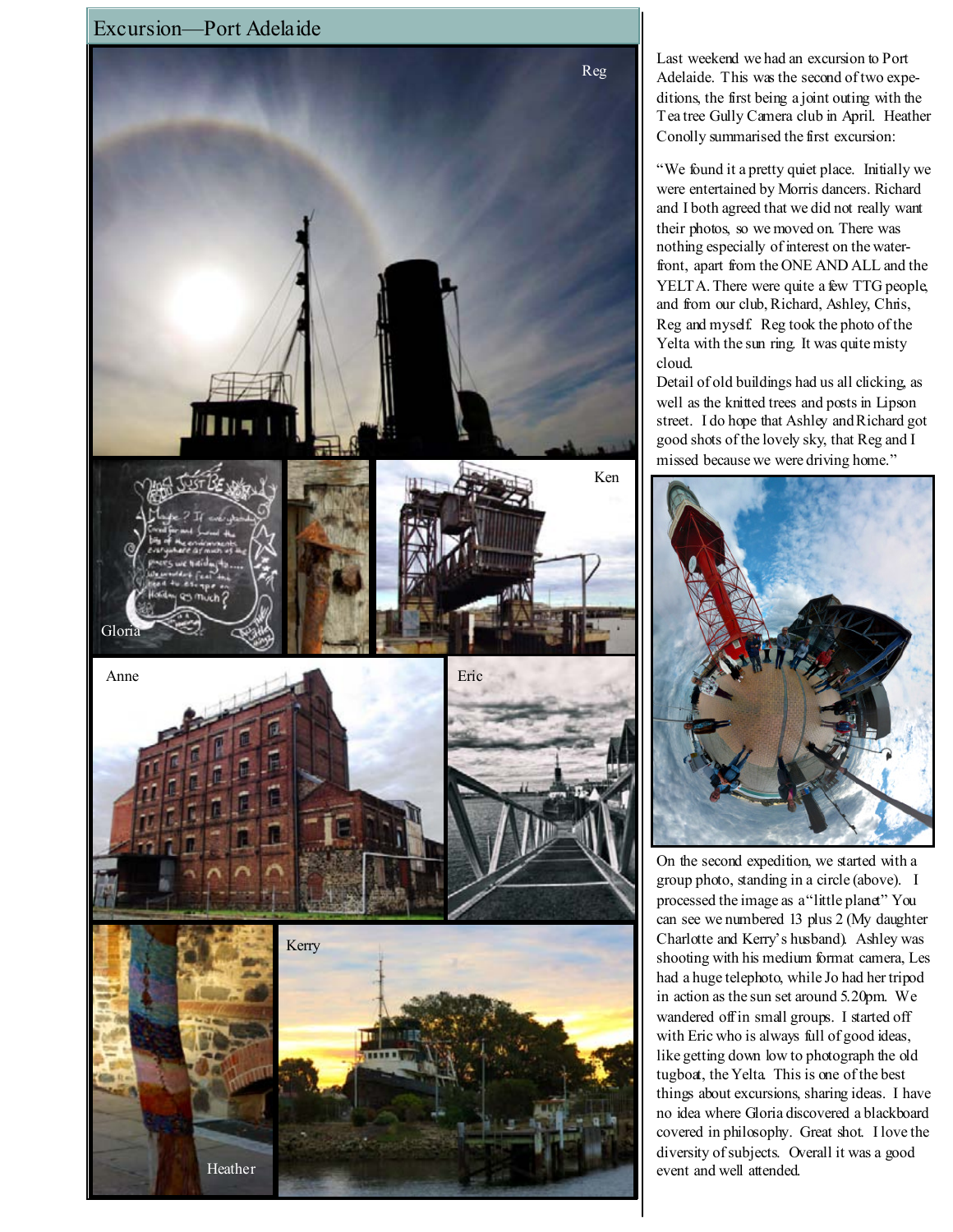# Excursion—Port Adelaide

Reg

Gloria

Ken

Anne

Eric

Heather

Kerry

Last weekend we had an excursion to Port Adelaide. This was the second of two expeditions, the first being a joint outing with the Tea tree Gully Camera club in April. Heather Conolly summarised the first excursion:

"We found it a pretty quiet place. Initially we were entertained by Morris dancers. Richard and I both agreed that we did not really want their photos, so we moved on. There was nothing especially of interest on the waterfront, apart from the ONE AND ALL and the YELTA. There were quite a few TTG people, and from our club, Richard, Ashley, Chris, Reg and myself. Reg took the photo of the Yelta with the sun ring. It was quite misty cloud.

Detail of old buildings had us all clicking, as well as the knitted trees and posts in Lipson street. I do hope that Ashley and Richard got good shots of the lovely sky, that Reg and I missed because we were driving home."

On the second expedition, we started with a group photo, standing in a circle (above). I processed the image as a "little planet" You can see we numbered 13 plus 2 (My daughter Charlotte and Kerry's husband). Ashley was shooting with his medium format camera, Les had a huge telephoto, while Jo had her tripod in action as the sun set around 5.20pm. We wandered off in small groups. I started off with Eric who is always full of good ideas, like getting down low to photograph the old tugboat, the Yelta. This is one of the best things about excursions, sharing ideas. I have no idea where Gloria discovered a blackboard covered in philosophy. Great shot. I love the diversity of subjects. Overall it was a good event and well attended.